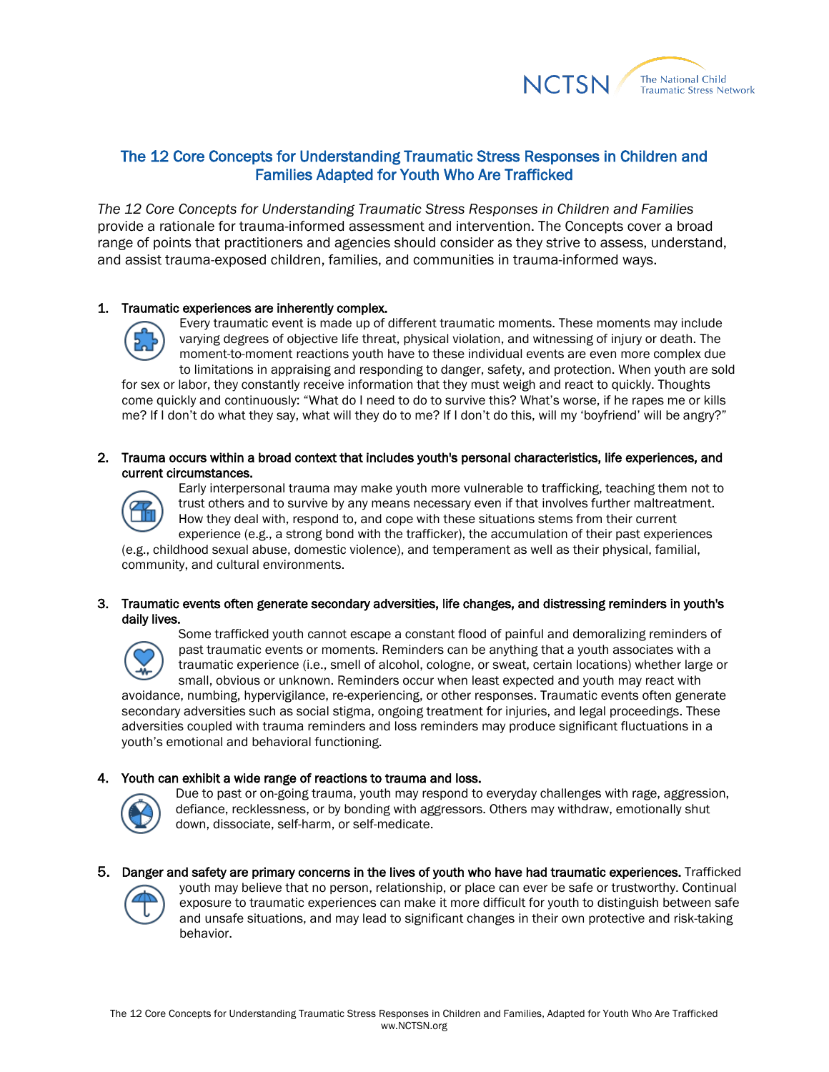# The 12 Core Concepts for Understanding Traumatic Stress Responses in Children and Families Adapted for Youth Who Are Trafficked

*The 12 Core Concepts for Understanding Traumatic Stress Responses in Children and Families* provide a rationale for trauma-informed assessment and intervention. The Concepts cover a broad range of points that practitioners and agencies should consider as they strive to assess, understand, and assist trauma-exposed children, families, and communities in trauma-informed ways.

1. **Traumatic experiences are inherently complex.**
   Every traumatic event is made up of different traumatic moments. These moments may include varying degrees of objective life threat, physical violation, and witnessing of injury or death. The moment-to-moment reactions youth have to these individual events are even more complex due to limitations in appraising and responding to danger, safety, and protection. When youth are sold for sex or labor, they constantly receive information that they must weigh and react to quickly. Thoughts come quickly and continuously: "What do I need to do to survive this? What's worse, if he rapes me or kills me? If I don't do what they say, what will they do to me? If I don't do this, will my 'boyfriend' be angry?"

2. **Trauma occurs within a broad context that includes youth's personal characteristics, life experiences, and current circumstances.**
   Early interpersonal trauma may make youth more vulnerable to trafficking, teaching them not to trust others and to survive by any means necessary even if that involves further maltreatment. How they deal with, respond to, and cope with these situations stems from their current experience (e.g., a strong bond with the trafficker), the accumulation of their past experiences (e.g., childhood sexual abuse, domestic violence), and temperament as well as their physical, familial, community, and cultural environments.

3. **Traumatic events often generate secondary adversities, life changes, and distressing reminders in youth's daily lives.**
   Some trafficked youth cannot escape a constant flood of painful and demoralizing reminders of past traumatic events or moments. Reminders can be anything that a youth associates with a traumatic experience (i.e., smell of alcohol, cologne, or sweat, certain locations) whether large or small, obvious or unknown. Reminders occur when least expected and youth may react with avoidance, numbing, hypervigilance, re-experiencing, or other responses. Traumatic events often generate secondary adversities such as social stigma, ongoing treatment for injuries, and legal proceedings. These adversities coupled with trauma reminders and loss reminders may produce significant fluctuations in a youth's emotional and behavioral functioning.

4. **Youth can exhibit a wide range of reactions to trauma and loss.**
   Due to past or on-going trauma, youth may respond to everyday challenges with rage, aggression, defiance, recklessness, or by bonding with aggressors. Others may withdraw, emotionally shut down, dissociate, self-harm, or self-medicate.

5. **Danger and safety are primary concerns in the lives of youth who have had traumatic experiences.** Trafficked youth may believe that no person, relationship, or place can ever be safe or trustworthy. Continual exposure to traumatic experiences can make it more difficult for youth to distinguish between safe and unsafe situations, and may lead to significant changes in their own protective and risk-taking behavior.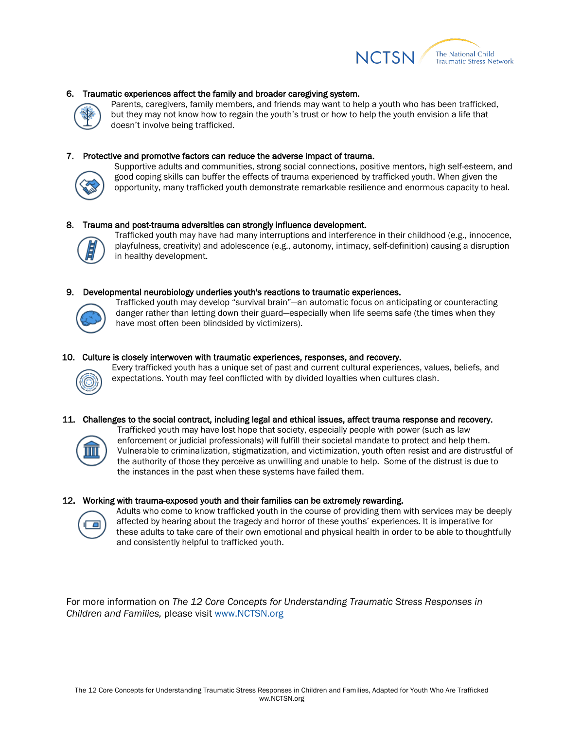6. **Traumatic experiences affect the family and broader caregiving system.**
   Parents, caregivers, family members, and friends may want to help a youth who has been trafficked, but they may not know how to regain the youth's trust or how to help the youth envision a life that doesn't involve being trafficked.

7. **Protective and promotive factors can reduce the adverse impact of trauma.**
   Supportive adults and communities, strong social connections, positive mentors, high self-esteem, and good coping skills can buffer the effects of trauma experienced by trafficked youth. When given the opportunity, many trafficked youth demonstrate remarkable resilience and enormous capacity to heal.

8. **Trauma and post-trauma adversities can strongly influence development.**
   Trafficked youth may have had many interruptions and interference in their childhood (e.g., innocence, playfulness, creativity) and adolescence (e.g., autonomy, intimacy, self-definition) causing a disruption in healthy development.

9. **Developmental neurobiology underlies youth's reactions to traumatic experiences.**
   Trafficked youth may develop "survival brain"—an automatic focus on anticipating or counteracting danger rather than letting down their guard—especially when life seems safe (the times when they have most often been blindsided by victimizers).

10. **Culture is closely interwoven with traumatic experiences, responses, and recovery.**
    Every trafficked youth has a unique set of past and current cultural experiences, values, beliefs, and expectations. Youth may feel conflicted with by divided loyalties when cultures clash.

11. **Challenges to the social contract, including legal and ethical issues, affect trauma response and recovery.**
    Trafficked youth may have lost hope that society, especially people with power (such as law enforcement or judicial professionals) will fulfill their societal mandate to protect and help them. Vulnerable to criminalization, stigmatization, and victimization, youth often resist and are distrustful of the authority of those they perceive as unwilling and unable to help. Some of the distrust is due to the instances in the past when these systems have failed them.

12. **Working with trauma-exposed youth and their families can be extremely rewarding.**
    Adults who come to know trafficked youth in the course of providing them with services may be deeply affected by hearing about the tragedy and horror of these youths' experiences. It is imperative for these adults to take care of their own emotional and physical health in order to be able to thoughtfully and consistently helpful to trafficked youth.

For more information on *The 12 Core Concepts for Understanding Traumatic Stress Responses in Children and Families,* please visit www.NCTSN.org